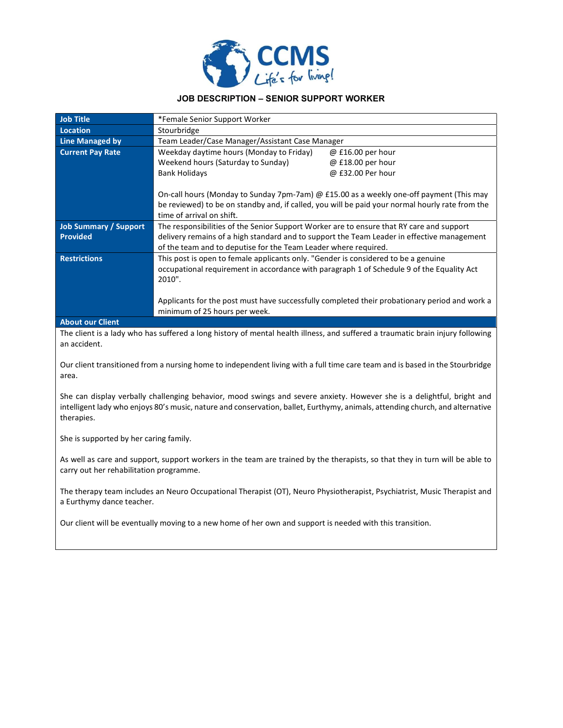CCMS
Life's for living!

# JOB DESCRIPTION – SENIOR SUPPORT WORKER

| | |
|---|---|
| **Job Title** | *Female Senior Support Worker |
| **Location** | Stourbridge |
| **Line Managed by** | Team Leader/Case Manager/Assistant Case Manager |
| **Current Pay Rate** | Weekday daytime hours (Monday to Friday) @ £16.00 per hour<br>Weekend hours (Saturday to Sunday) @ £18.00 per hour<br>Bank Holidays @ £32.00 Per hour<br><br>On-call hours (Monday to Sunday 7pm-7am) @ £15.00 as a weekly one-off payment (This may be reviewed) to be on standby and, if called, you will be paid your normal hourly rate from the time of arrival on shift. |
| **Job Summary / Support Provided** | The responsibilities of the Senior Support Worker are to ensure that RY care and support delivery remains of a high standard and to support the Team Leader in effective management of the team and to deputise for the Team Leader where required. |
| **Restrictions** | This post is open to female applicants only. "Gender is considered to be a genuine occupational requirement in accordance with paragraph 1 of Schedule 9 of the Equality Act 2010".<br><br>Applicants for the post must have successfully completed their probationary period and work a minimum of 25 hours per week. |

**About our Client**

The client is a lady who has suffered a long history of mental health illness, and suffered a traumatic brain injury following an accident.

Our client transitioned from a nursing home to independent living with a full time care team and is based in the Stourbridge area.

She can display verbally challenging behavior, mood swings and severe anxiety. However she is a delightful, bright and intelligent lady who enjoys 80's music, nature and conservation, ballet, Eurthymy, animals, attending church, and alternative therapies.

She is supported by her caring family.

As well as care and support, support workers in the team are trained by the therapists, so that they in turn will be able to carry out her rehabilitation programme.

The therapy team includes an Neuro Occupational Therapist (OT), Neuro Physiotherapist, Psychiatrist, Music Therapist and a Eurthymy dance teacher.

Our client will be eventually moving to a new home of her own and support is needed with this transition.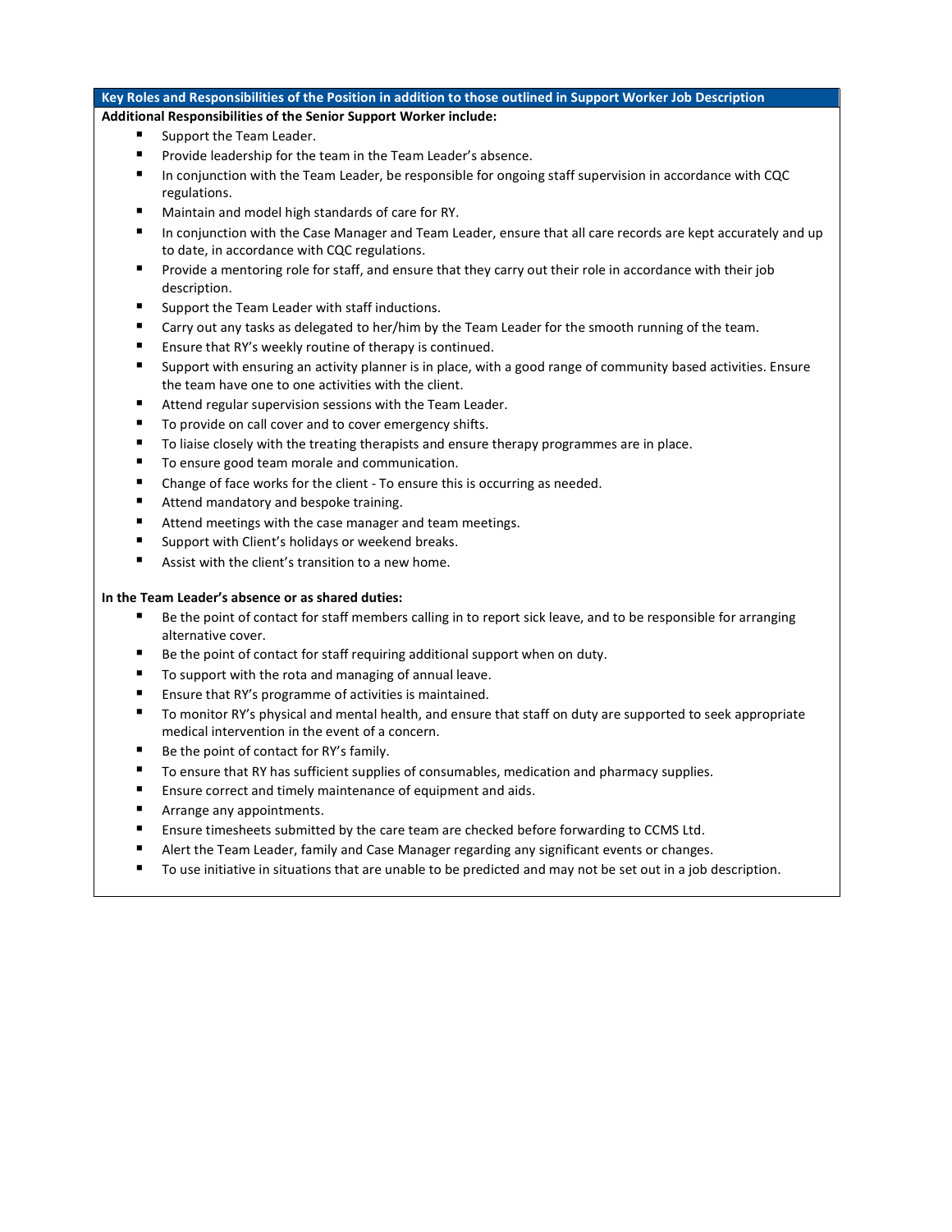## Key Roles and Responsibilities of the Position in addition to those outlined in Support Worker Job Description

**Additional Responsibilities of the Senior Support Worker include:**

- Support the Team Leader.
- Provide leadership for the team in the Team Leader's absence.
- In conjunction with the Team Leader, be responsible for ongoing staff supervision in accordance with CQC regulations.
- Maintain and model high standards of care for RY.
- In conjunction with the Case Manager and Team Leader, ensure that all care records are kept accurately and up to date, in accordance with CQC regulations.
- Provide a mentoring role for staff, and ensure that they carry out their role in accordance with their job description.
- Support the Team Leader with staff inductions.
- Carry out any tasks as delegated to her/him by the Team Leader for the smooth running of the team.
- Ensure that RY's weekly routine of therapy is continued.
- Support with ensuring an activity planner is in place, with a good range of community based activities. Ensure the team have one to one activities with the client.
- Attend regular supervision sessions with the Team Leader.
- To provide on call cover and to cover emergency shifts.
- To liaise closely with the treating therapists and ensure therapy programmes are in place.
- To ensure good team morale and communication.
- Change of face works for the client - To ensure this is occurring as needed.
- Attend mandatory and bespoke training.
- Attend meetings with the case manager and team meetings.
- Support with Client's holidays or weekend breaks.
- Assist with the client's transition to a new home.

**In the Team Leader's absence or as shared duties:**

- Be the point of contact for staff members calling in to report sick leave, and to be responsible for arranging alternative cover.
- Be the point of contact for staff requiring additional support when on duty.
- To support with the rota and managing of annual leave.
- Ensure that RY's programme of activities is maintained.
- To monitor RY's physical and mental health, and ensure that staff on duty are supported to seek appropriate medical intervention in the event of a concern.
- Be the point of contact for RY's family.
- To ensure that RY has sufficient supplies of consumables, medication and pharmacy supplies.
- Ensure correct and timely maintenance of equipment and aids.
- Arrange any appointments.
- Ensure timesheets submitted by the care team are checked before forwarding to CCMS Ltd.
- Alert the Team Leader, family and Case Manager regarding any significant events or changes.
- To use initiative in situations that are unable to be predicted and may not be set out in a job description.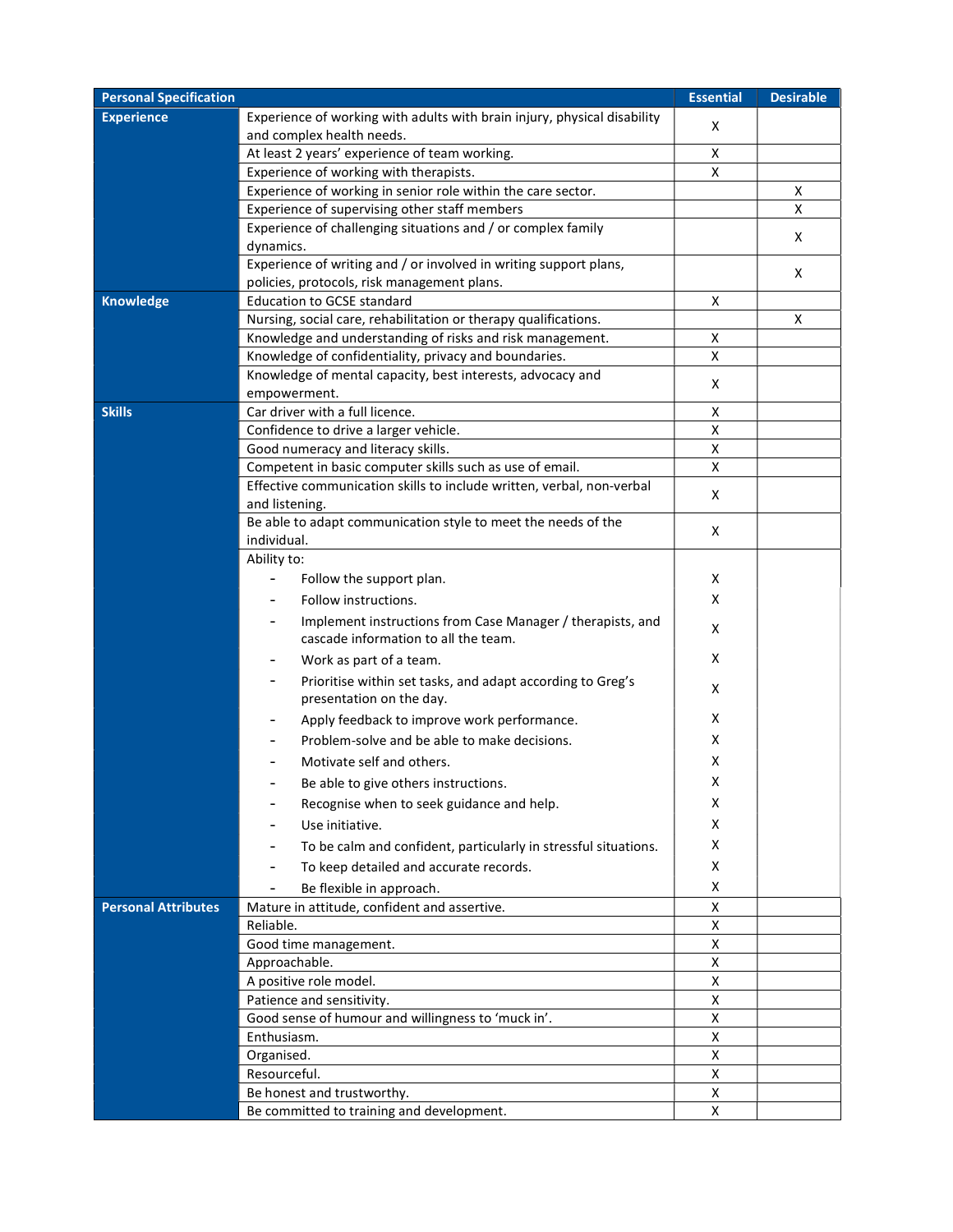| Personal Specification | | Essential | Desirable |
|---|---|---|---|
| **Experience** | Experience of working with adults with brain injury, physical disability and complex health needs. | X | |
| | At least 2 years' experience of team working. | X | |
| | Experience of working with therapists. | X | |
| | Experience of working in senior role within the care sector. | | X |
| | Experience of supervising other staff members | | X |
| | Experience of challenging situations and / or complex family dynamics. | | X |
| | Experience of writing and / or involved in writing support plans, policies, protocols, risk management plans. | | X |
| **Knowledge** | Education to GCSE standard | X | |
| | Nursing, social care, rehabilitation or therapy qualifications. | | X |
| | Knowledge and understanding of risks and risk management. | X | |
| | Knowledge of confidentiality, privacy and boundaries. | X | |
| | Knowledge of mental capacity, best interests, advocacy and empowerment. | X | |
| **Skills** | Car driver with a full licence. | X | |
| | Confidence to drive a larger vehicle. | X | |
| | Good numeracy and literacy skills. | X | |
| | Competent in basic computer skills such as use of email. | X | |
| | Effective communication skills to include written, verbal, non-verbal and listening. | X | |
| | Be able to adapt communication style to meet the needs of the individual. | X | |
| | Ability to: | | |
| | - Follow the support plan. | X | |
| | - Follow instructions. | X | |
| | - Implement instructions from Case Manager / therapists, and cascade information to all the team. | X | |
| | - Work as part of a team. | X | |
| | - Prioritise within set tasks, and adapt according to Greg's presentation on the day. | X | |
| | - Apply feedback to improve work performance. | X | |
| | - Problem-solve and be able to make decisions. | X | |
| | - Motivate self and others. | X | |
| | - Be able to give others instructions. | X | |
| | - Recognise when to seek guidance and help. | X | |
| | - Use initiative. | X | |
| | - To be calm and confident, particularly in stressful situations. | X | |
| | - To keep detailed and accurate records. | X | |
| | - Be flexible in approach. | X | |
| **Personal Attributes** | Mature in attitude, confident and assertive. | X | |
| | Reliable. | X | |
| | Good time management. | X | |
| | Approachable. | X | |
| | A positive role model. | X | |
| | Patience and sensitivity. | X | |
| | Good sense of humour and willingness to 'muck in'. | X | |
| | Enthusiasm. | X | |
| | Organised. | X | |
| | Resourceful. | X | |
| | Be honest and trustworthy. | X | |
| | Be committed to training and development. | X | |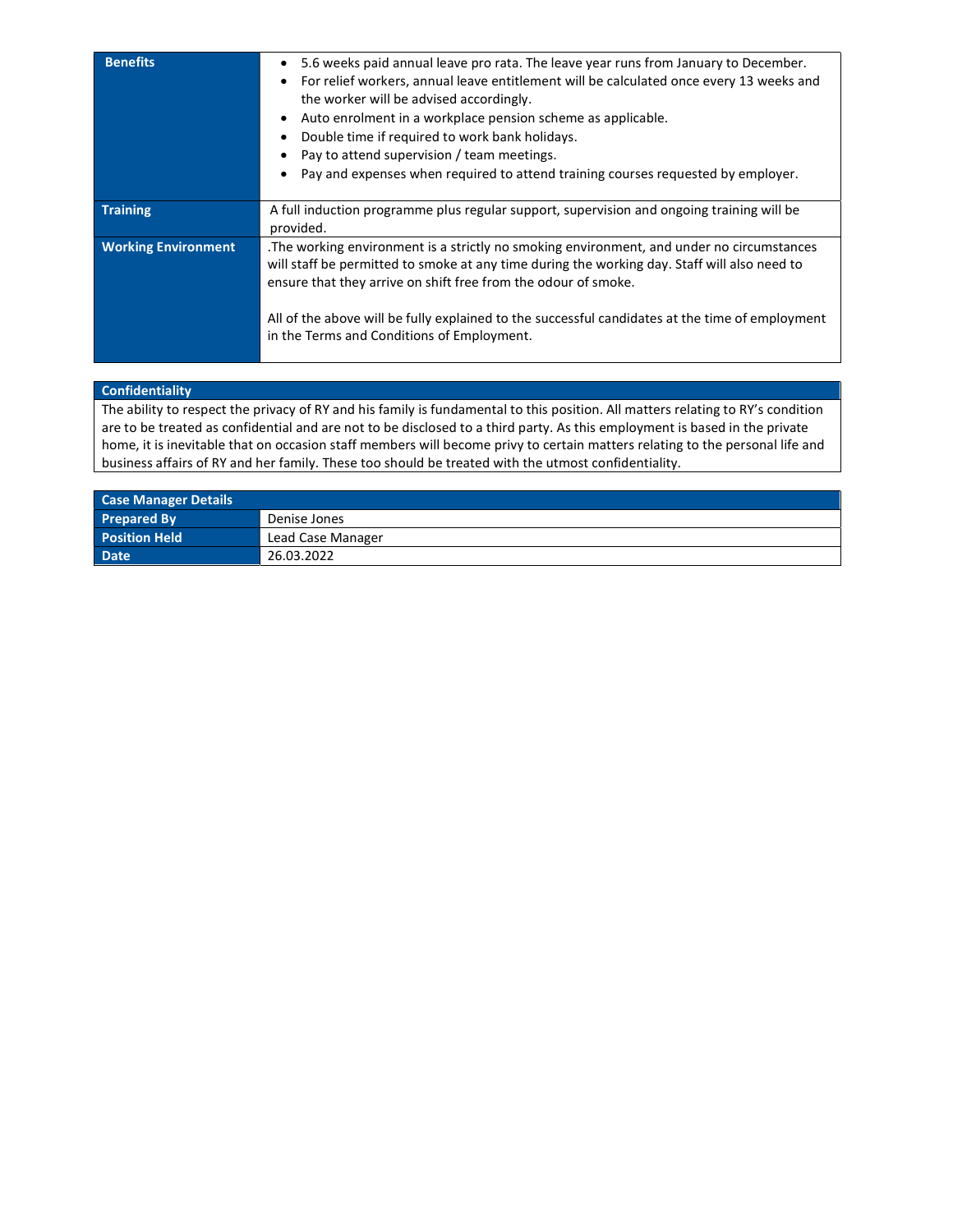| | |
|---|---|
| **Benefits** | • 5.6 weeks paid annual leave pro rata. The leave year runs from January to December.<br>• For relief workers, annual leave entitlement will be calculated once every 13 weeks and the worker will be advised accordingly.<br>• Auto enrolment in a workplace pension scheme as applicable.<br>• Double time if required to work bank holidays.<br>• Pay to attend supervision / team meetings.<br>• Pay and expenses when required to attend training courses requested by employer. |
| **Training** | A full induction programme plus regular support, supervision and ongoing training will be provided. |
| **Working Environment** | .The working environment is a strictly no smoking environment, and under no circumstances will staff be permitted to smoke at any time during the working day. Staff will also need to ensure that they arrive on shift free from the odour of smoke.<br><br>All of the above will be fully explained to the successful candidates at the time of employment in the Terms and Conditions of Employment. |

| **Confidentiality** |
|---|
| The ability to respect the privacy of RY and his family is fundamental to this position. All matters relating to RY's condition are to be treated as confidential and are not to be disclosed to a third party. As this employment is based in the private home, it is inevitable that on occasion staff members will become privy to certain matters relating to the personal life and business affairs of RY and her family. These too should be treated with the utmost confidentiality. |

| **Case Manager Details** | |
|---|---|
| **Prepared By** | Denise Jones |
| **Position Held** | Lead Case Manager |
| **Date** | 26.03.2022 |